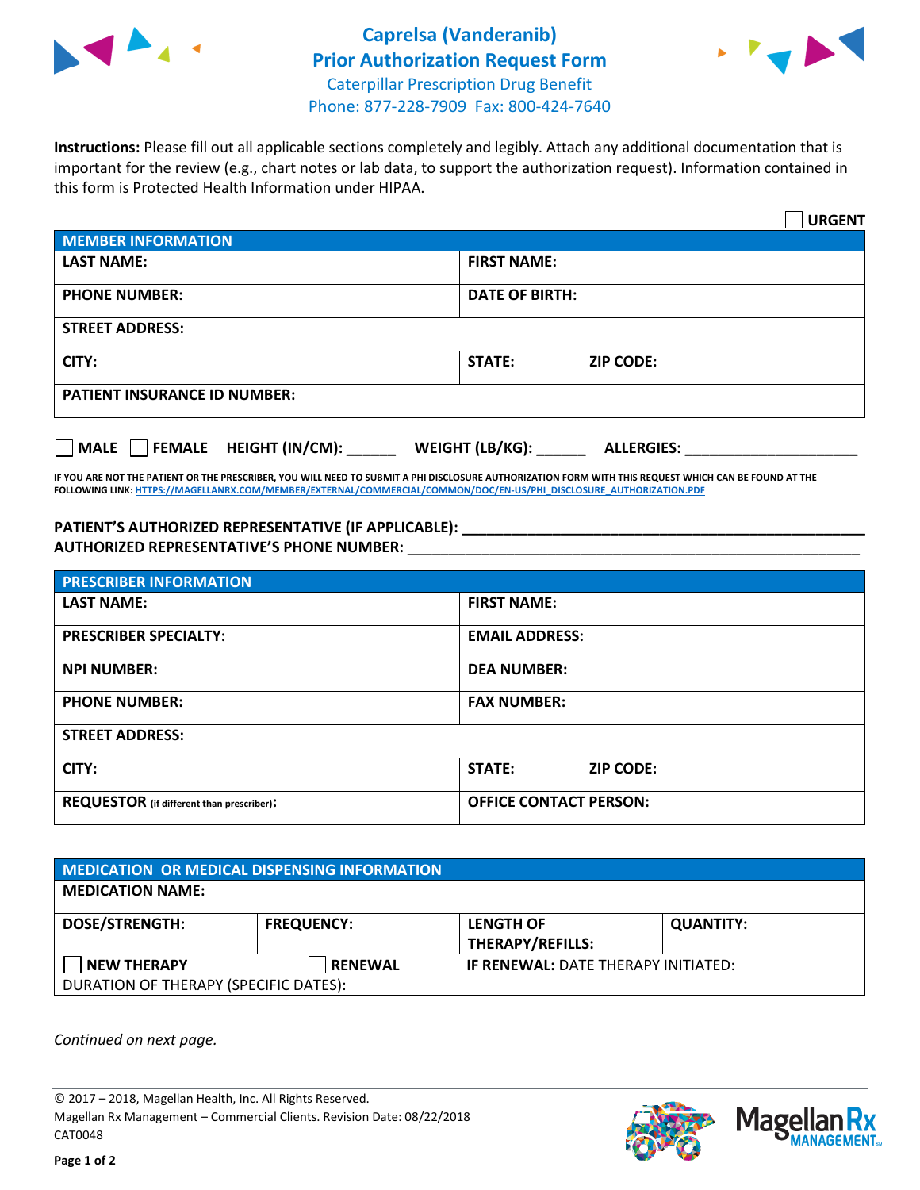# Caprelsa (Vanderanib) Prior Authorization Request Form

Caterpillar Prescription Drug Benefit
Phone: 877-228-7909 Fax: 800-424-7640

**Instructions:** Please fill out all applicable sections completely and legibly. Attach any additional documentation that is important for the review (e.g., chart notes or lab data, to support the authorization request). Information contained in this form is Protected Health Information under HIPAA.

☐ **URGENT**

| **MEMBER INFORMATION** | |
|---|---|
| **LAST NAME:** | **FIRST NAME:** |
| **PHONE NUMBER:** | **DATE OF BIRTH:** |
| **STREET ADDRESS:** | |
| **CITY:** | **STATE:** **ZIP CODE:** |
| **PATIENT INSURANCE ID NUMBER:** | |

☐ **MALE** ☐ **FEMALE** **HEIGHT (IN/CM):** ______ **WEIGHT (LB/KG):** ______ **ALLERGIES:** ____________________

**IF YOU ARE NOT THE PATIENT OR THE PRESCRIBER, YOU WILL NEED TO SUBMIT A PHI DISCLOSURE AUTHORIZATION FORM WITH THIS REQUEST WHICH CAN BE FOUND AT THE FOLLOWING LINK:** HTTPS://MAGELLANRX.COM/MEMBER/EXTERNAL/COMMERCIAL/COMMON/DOC/EN-US/PHI_DISCLOSURE_AUTHORIZATION.PDF

**PATIENT'S AUTHORIZED REPRESENTATIVE (IF APPLICABLE):** ____________________________________________

**AUTHORIZED REPRESENTATIVE'S PHONE NUMBER:** ____________________________________________

| **PRESCRIBER INFORMATION** | |
|---|---|
| **LAST NAME:** | **FIRST NAME:** |
| **PRESCRIBER SPECIALTY:** | **EMAIL ADDRESS:** |
| **NPI NUMBER:** | **DEA NUMBER:** |
| **PHONE NUMBER:** | **FAX NUMBER:** |
| **STREET ADDRESS:** | |
| **CITY:** | **STATE:** **ZIP CODE:** |
| **REQUESTOR** (if different than prescriber)**:** | **OFFICE CONTACT PERSON:** |

| **MEDICATION OR MEDICAL DISPENSING INFORMATION** | | | |
|---|---|---|---|
| **MEDICATION NAME:** | | | |
| **DOSE/STRENGTH:** | **FREQUENCY:** | **LENGTH OF THERAPY/REFILLS:** | **QUANTITY:** |
| ☐ **NEW THERAPY** | ☐ **RENEWAL** | **IF RENEWAL:** DATE THERAPY INITIATED: | |
| DURATION OF THERAPY (SPECIFIC DATES): | | | |

*Continued on next page.*

© 2017 – 2018, Magellan Health, Inc. All Rights Reserved.
Magellan Rx Management – Commercial Clients. Revision Date: 08/22/2018
CAT0048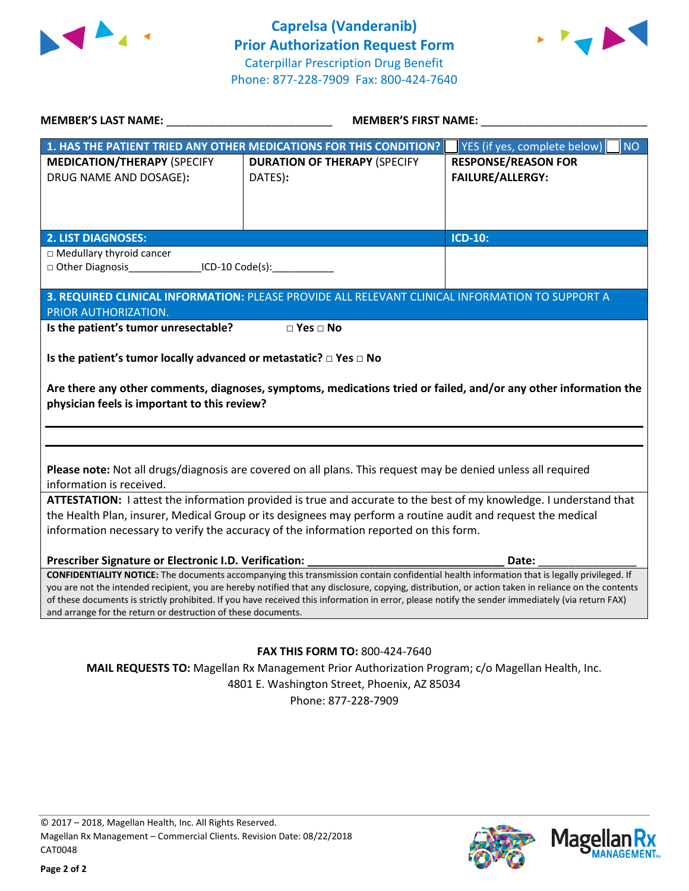# Caprelsa (Vanderanib)
## Prior Authorization Request Form

Caterpillar Prescription Drug Benefit
Phone: 877-228-7909 Fax: 800-424-7640

**MEMBER'S LAST NAME:** ___________________________ **MEMBER'S FIRST NAME:** ___________________________

| 1. HAS THE PATIENT TRIED ANY OTHER MEDICATIONS FOR THIS CONDITION? | | ☐ YES (if yes, complete below) ☐ NO |
|---|---|---|
| **MEDICATION/THERAPY** (SPECIFY DRUG NAME AND DOSAGE): | **DURATION OF THERAPY** (SPECIFY DATES): | **RESPONSE/REASON FOR FAILURE/ALLERGY:** |
| | | |

| 2. LIST DIAGNOSES: | ICD-10: |
|---|---|
| □ Medullary thyroid cancer<br>□ Other Diagnosis_____________ICD-10 Code(s):___________ | |

**3. REQUIRED CLINICAL INFORMATION:** PLEASE PROVIDE ALL RELEVANT CLINICAL INFORMATION TO SUPPORT A PRIOR AUTHORIZATION.

**Is the patient's tumor unresectable?** □ Yes □ No

**Is the patient's tumor locally advanced or metastatic?** □ Yes □ No

**Are there any other comments, diagnoses, symptoms, medications tried or failed, and/or any other information the physician feels is important to this review?**

_______________________________________________________________

_______________________________________________________________

**Please note:** Not all drugs/diagnosis are covered on all plans. This request may be denied unless all required information is received.

**ATTESTATION:** I attest the information provided is true and accurate to the best of my knowledge. I understand that the Health Plan, insurer, Medical Group or its designees may perform a routine audit and request the medical information necessary to verify the accuracy of the information reported on this form.

**Prescriber Signature or Electronic I.D. Verification:** ________________________________ **Date:** ________________

**CONFIDENTIALITY NOTICE:** The documents accompanying this transmission contain confidential health information that is legally privileged. If you are not the intended recipient, you are hereby notified that any disclosure, copying, distribution, or action taken in reliance on the contents of these documents is strictly prohibited. If you have received this information in error, please notify the sender immediately (via return FAX) and arrange for the return or destruction of these documents.

**FAX THIS FORM TO:** 800-424-7640

**MAIL REQUESTS TO:** Magellan Rx Management Prior Authorization Program; c/o Magellan Health, Inc.
4801 E. Washington Street, Phoenix, AZ 85034
Phone: 877-228-7909

© 2017 – 2018, Magellan Health, Inc. All Rights Reserved.
Magellan Rx Management – Commercial Clients. Revision Date: 08/22/2018
CAT0048